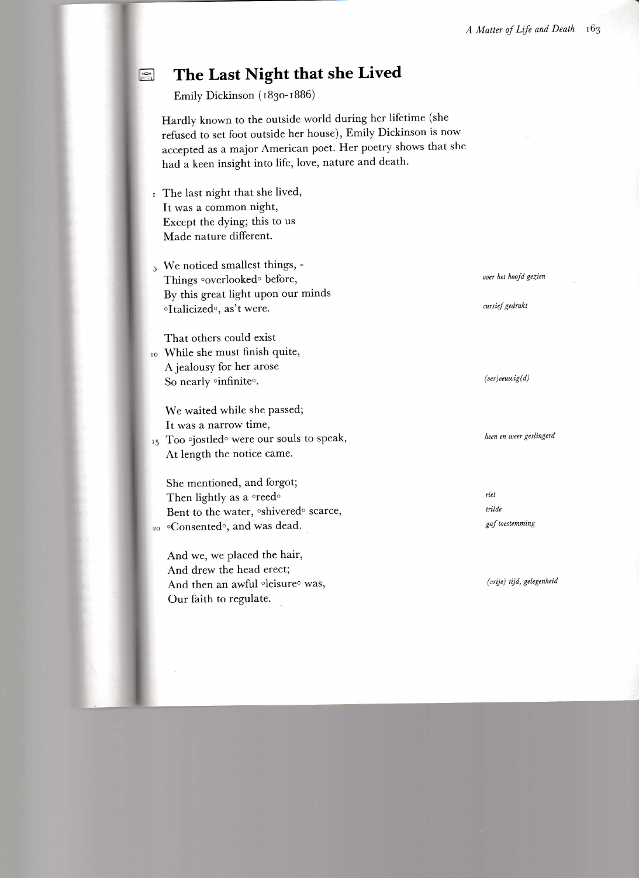## The Last Night that she Lived

Emily Dickinson (1830-1886)

Hardly known to the outside world during her lifetime (she refused to set foot outside her house), Emily Dickinson is now accepted as a major American poet. Her poetry shows that she had a keen insight into life, love, nature and death.

1 The last night that she lived,  
It was a common night,  
Except the dying; this to us  
Made nature different.

5 We noticed smallest things, -  
Things °overlooked° before,  
By this great light upon our minds  
°Italicized°, as't were.

That others could exist  
10 While she must finish quite,  
A jealousy for her arose  
So nearly °infinite°.

We waited while she passed;  
It was a narrow time,  
15 Too °jostled° were our souls to speak,  
At length the notice came.

She mentioned, and forgot;  
Then lightly as a °reed°  
Bent to the water, °shivered° scarce,  
20 °Consented°, and was dead.

And we, we placed the hair,  
And drew the head erect;  
And then an awful °leisure° was,  
Our faith to regulate.

*overlooked: over het hoofd gezien*  
*Italicized: cursief gedrukt*  
*infinite: (ver)eeuwig(d)*  
*jostled: heen en weer geslingerd*  
*reed: riet*  
*shivered: trilde*  
*Consented: gaf toestemming*  
*leisure: (vrije) tijd, gelegenheid*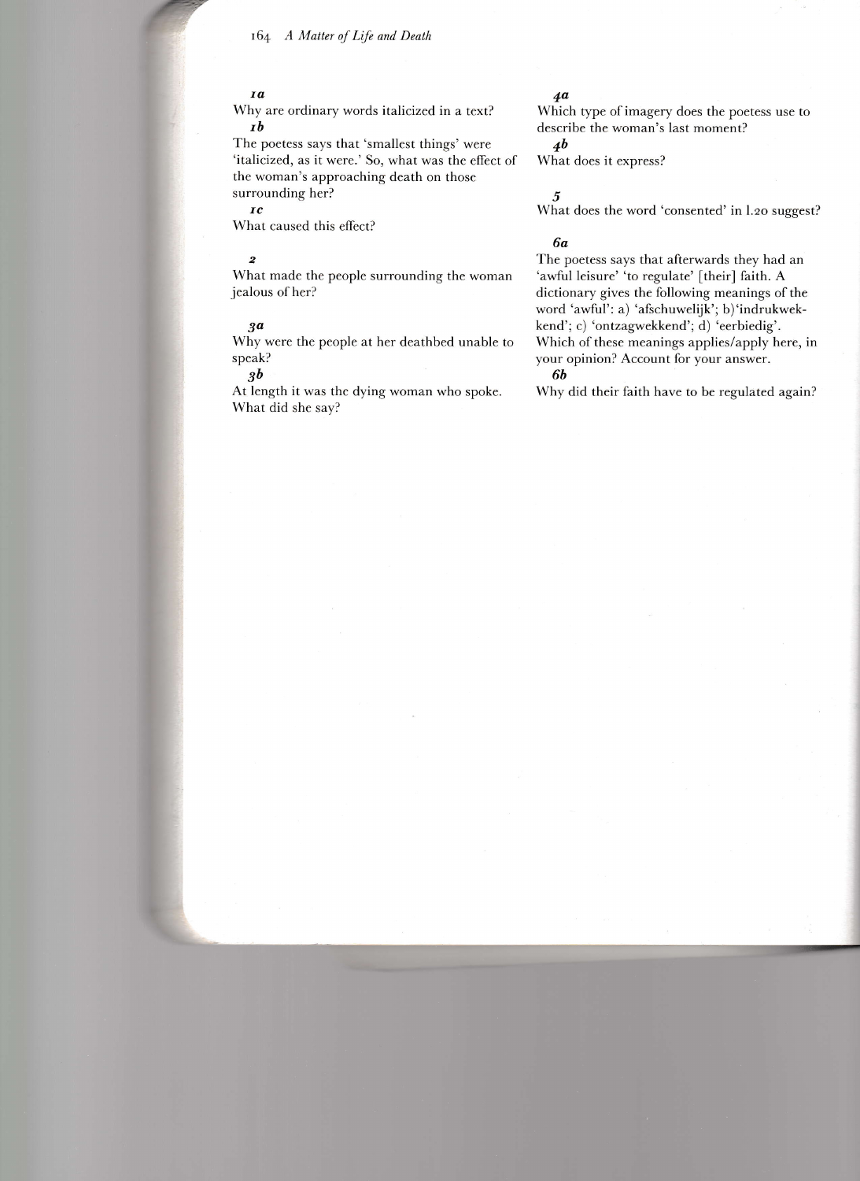*1a*

Why are ordinary words italicized in a text?

*1b*

The poetess says that 'smallest things' were 'italicized, as it were.' So, what was the effect of the woman's approaching death on those surrounding her?

*1c*

What caused this effect?

*2*

What made the people surrounding the woman jealous of her?

*3a*

Why were the people at her deathbed unable to speak?

*3b*

At length it was the dying woman who spoke. What did she say?

*4a*

Which type of imagery does the poetess use to describe the woman's last moment?

*4b*

What does it express?

*5*

What does the word 'consented' in l.20 suggest?

*6a*

The poetess says that afterwards they had an 'awful leisure' 'to regulate' [their] faith. A dictionary gives the following meanings of the word 'awful': a) 'afschuwelijk'; b)'indrukwekkend'; c) 'ontzagwekkend'; d) 'eerbiedig'. Which of these meanings applies/apply here, in your opinion? Account for your answer.

*6b*

Why did their faith have to be regulated again?